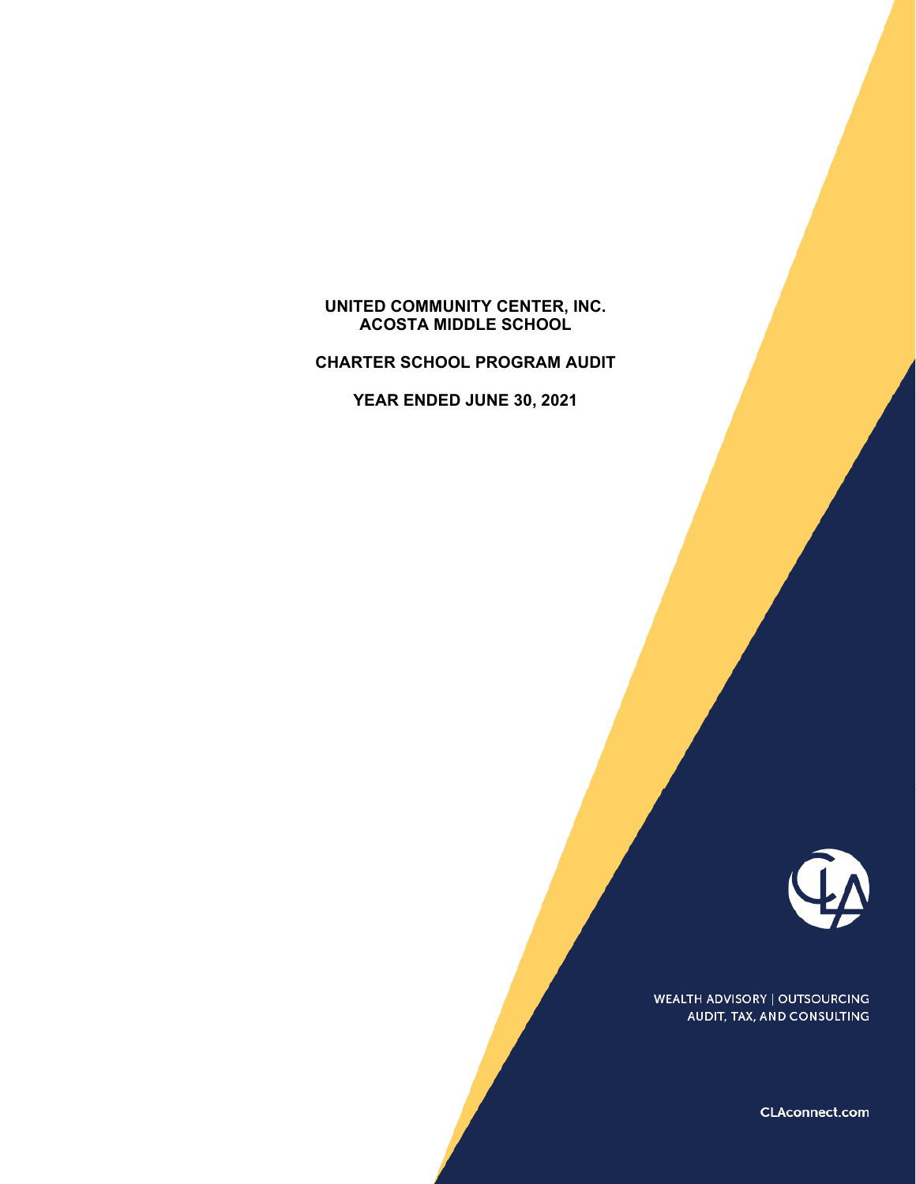# UNITED COMMUNITY CENTER, INC.
# ACOSTA MIDDLE SCHOOL

## CHARTER SCHOOL PROGRAM AUDIT

## YEAR ENDED JUNE 30, 2021

WEALTH ADVISORY | OUTSOURCING
AUDIT, TAX, AND CONSULTING

CLAconnect.com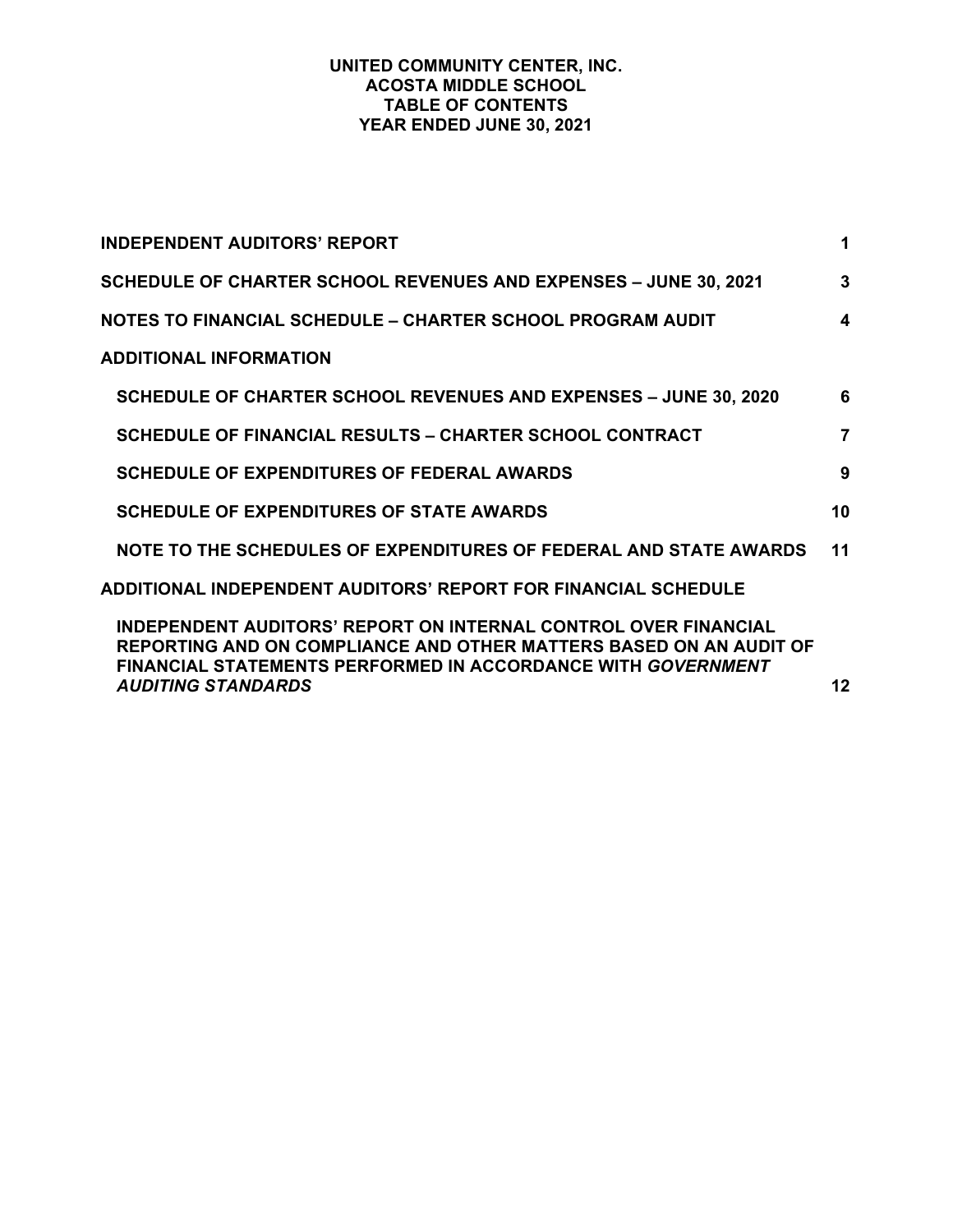**UNITED COMMUNITY CENTER, INC.**
**ACOSTA MIDDLE SCHOOL**
**TABLE OF CONTENTS**
**YEAR ENDED JUNE 30, 2021**

| | |
|---|---|
| **INDEPENDENT AUDITORS' REPORT** | **1** |
| **SCHEDULE OF CHARTER SCHOOL REVENUES AND EXPENSES – JUNE 30, 2021** | **3** |
| **NOTES TO FINANCIAL SCHEDULE – CHARTER SCHOOL PROGRAM AUDIT** | **4** |
| **ADDITIONAL INFORMATION** | |
| **SCHEDULE OF CHARTER SCHOOL REVENUES AND EXPENSES – JUNE 30, 2020** | **6** |
| **SCHEDULE OF FINANCIAL RESULTS – CHARTER SCHOOL CONTRACT** | **7** |
| **SCHEDULE OF EXPENDITURES OF FEDERAL AWARDS** | **9** |
| **SCHEDULE OF EXPENDITURES OF STATE AWARDS** | **10** |
| **NOTE TO THE SCHEDULES OF EXPENDITURES OF FEDERAL AND STATE AWARDS** | **11** |
| **ADDITIONAL INDEPENDENT AUDITORS' REPORT FOR FINANCIAL SCHEDULE** | |
| **INDEPENDENT AUDITORS' REPORT ON INTERNAL CONTROL OVER FINANCIAL REPORTING AND ON COMPLIANCE AND OTHER MATTERS BASED ON AN AUDIT OF FINANCIAL STATEMENTS PERFORMED IN ACCORDANCE WITH *GOVERNMENT AUDITING STANDARDS*** | **12** |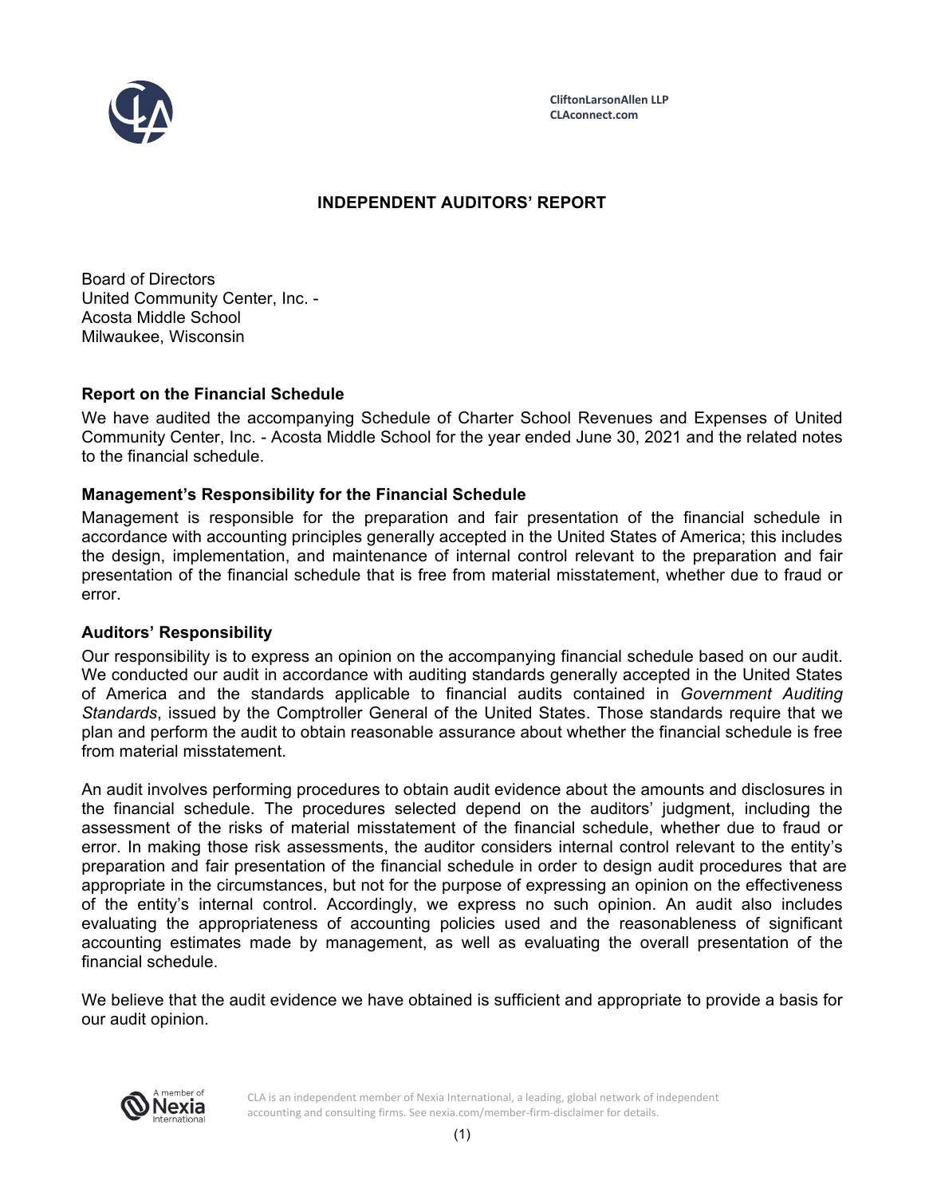CliftonLarsonAllen LLP
CLAconnect.com

# INDEPENDENT AUDITORS' REPORT

Board of Directors
United Community Center, Inc. -
Acosta Middle School
Milwaukee, Wisconsin

## Report on the Financial Schedule

We have audited the accompanying Schedule of Charter School Revenues and Expenses of United Community Center, Inc. - Acosta Middle School for the year ended June 30, 2021 and the related notes to the financial schedule.

## Management's Responsibility for the Financial Schedule

Management is responsible for the preparation and fair presentation of the financial schedule in accordance with accounting principles generally accepted in the United States of America; this includes the design, implementation, and maintenance of internal control relevant to the preparation and fair presentation of the financial schedule that is free from material misstatement, whether due to fraud or error.

## Auditors' Responsibility

Our responsibility is to express an opinion on the accompanying financial schedule based on our audit. We conducted our audit in accordance with auditing standards generally accepted in the United States of America and the standards applicable to financial audits contained in *Government Auditing Standards*, issued by the Comptroller General of the United States. Those standards require that we plan and perform the audit to obtain reasonable assurance about whether the financial schedule is free from material misstatement.

An audit involves performing procedures to obtain audit evidence about the amounts and disclosures in the financial schedule. The procedures selected depend on the auditors' judgment, including the assessment of the risks of material misstatement of the financial schedule, whether due to fraud or error. In making those risk assessments, the auditor considers internal control relevant to the entity's preparation and fair presentation of the financial schedule in order to design audit procedures that are appropriate in the circumstances, but not for the purpose of expressing an opinion on the effectiveness of the entity's internal control. Accordingly, we express no such opinion. An audit also includes evaluating the appropriateness of accounting policies used and the reasonableness of significant accounting estimates made by management, as well as evaluating the overall presentation of the financial schedule.

We believe that the audit evidence we have obtained is sufficient and appropriate to provide a basis for our audit opinion.

CLA is an independent member of Nexia International, a leading, global network of independent accounting and consulting firms. See nexia.com/member-firm-disclaimer for details.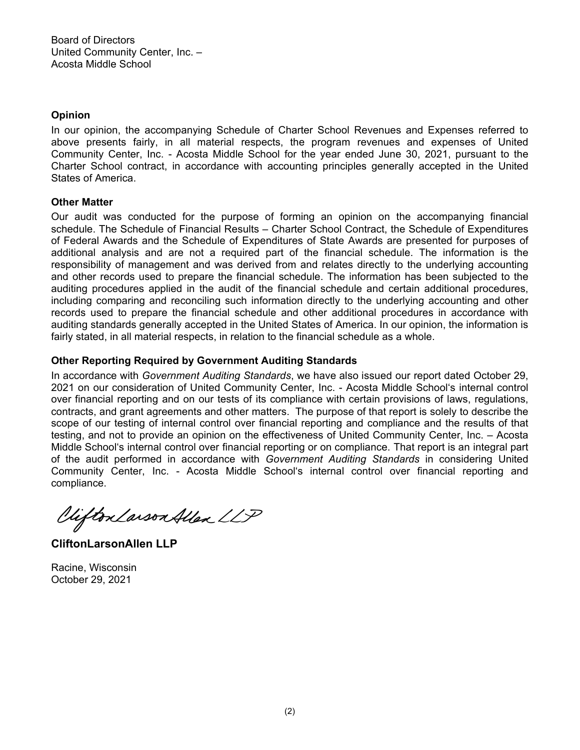Board of Directors
United Community Center, Inc. –
Acosta Middle School

**Opinion**

In our opinion, the accompanying Schedule of Charter School Revenues and Expenses referred to above presents fairly, in all material respects, the program revenues and expenses of United Community Center, Inc. - Acosta Middle School for the year ended June 30, 2021, pursuant to the Charter School contract, in accordance with accounting principles generally accepted in the United States of America.

**Other Matter**

Our audit was conducted for the purpose of forming an opinion on the accompanying financial schedule. The Schedule of Financial Results – Charter School Contract, the Schedule of Expenditures of Federal Awards and the Schedule of Expenditures of State Awards are presented for purposes of additional analysis and are not a required part of the financial schedule. The information is the responsibility of management and was derived from and relates directly to the underlying accounting and other records used to prepare the financial schedule. The information has been subjected to the auditing procedures applied in the audit of the financial schedule and certain additional procedures, including comparing and reconciling such information directly to the underlying accounting and other records used to prepare the financial schedule and other additional procedures in accordance with auditing standards generally accepted in the United States of America. In our opinion, the information is fairly stated, in all material respects, in relation to the financial schedule as a whole.

**Other Reporting Required by Government Auditing Standards**

In accordance with *Government Auditing Standards*, we have also issued our report dated October 29, 2021 on our consideration of United Community Center, Inc. - Acosta Middle School's internal control over financial reporting and on our tests of its compliance with certain provisions of laws, regulations, contracts, and grant agreements and other matters. The purpose of that report is solely to describe the scope of our testing of internal control over financial reporting and compliance and the results of that testing, and not to provide an opinion on the effectiveness of United Community Center, Inc. – Acosta Middle School's internal control over financial reporting or on compliance. That report is an integral part of the audit performed in accordance with *Government Auditing Standards* in considering United Community Center, Inc. - Acosta Middle School's internal control over financial reporting and compliance.

CliftonLarsonAllen LLP

**CliftonLarsonAllen LLP**

Racine, Wisconsin
October 29, 2021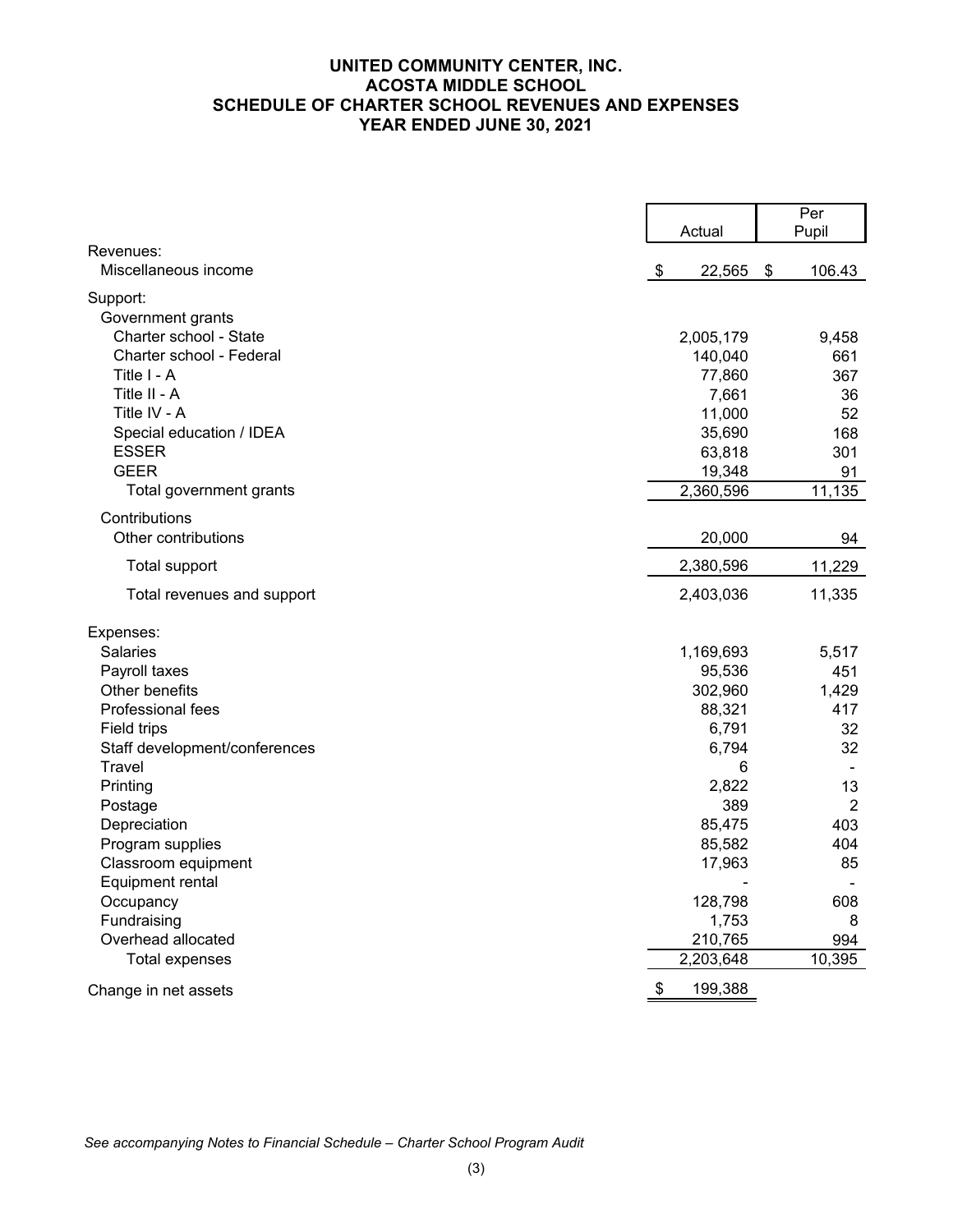# UNITED COMMUNITY CENTER, INC.
# ACOSTA MIDDLE SCHOOL
# SCHEDULE OF CHARTER SCHOOL REVENUES AND EXPENSES
# YEAR ENDED JUNE 30, 2021

| | Actual | Per Pupil |
|---|---|---|
| Revenues: | | |
| Miscellaneous income | $ 22,565 | $ 106.43 |
| Support: | | |
| Government grants | | |
| Charter school - State | 2,005,179 | 9,458 |
| Charter school - Federal | 140,040 | 661 |
| Title I - A | 77,860 | 367 |
| Title II - A | 7,661 | 36 |
| Title IV - A | 11,000 | 52 |
| Special education / IDEA | 35,690 | 168 |
| ESSER | 63,818 | 301 |
| GEER | 19,348 | 91 |
| Total government grants | 2,360,596 | 11,135 |
| Contributions | | |
| Other contributions | 20,000 | 94 |
| Total support | 2,380,596 | 11,229 |
| Total revenues and support | 2,403,036 | 11,335 |
| Expenses: | | |
| Salaries | 1,169,693 | 5,517 |
| Payroll taxes | 95,536 | 451 |
| Other benefits | 302,960 | 1,429 |
| Professional fees | 88,321 | 417 |
| Field trips | 6,791 | 32 |
| Staff development/conferences | 6,794 | 32 |
| Travel | 6 | - |
| Printing | 2,822 | 13 |
| Postage | 389 | 2 |
| Depreciation | 85,475 | 403 |
| Program supplies | 85,582 | 404 |
| Classroom equipment | 17,963 | 85 |
| Equipment rental | - | - |
| Occupancy | 128,798 | 608 |
| Fundraising | 1,753 | 8 |
| Overhead allocated | 210,765 | 994 |
| Total expenses | 2,203,648 | 10,395 |
| Change in net assets | $ 199,388 | |

*See accompanying Notes to Financial Schedule – Charter School Program Audit*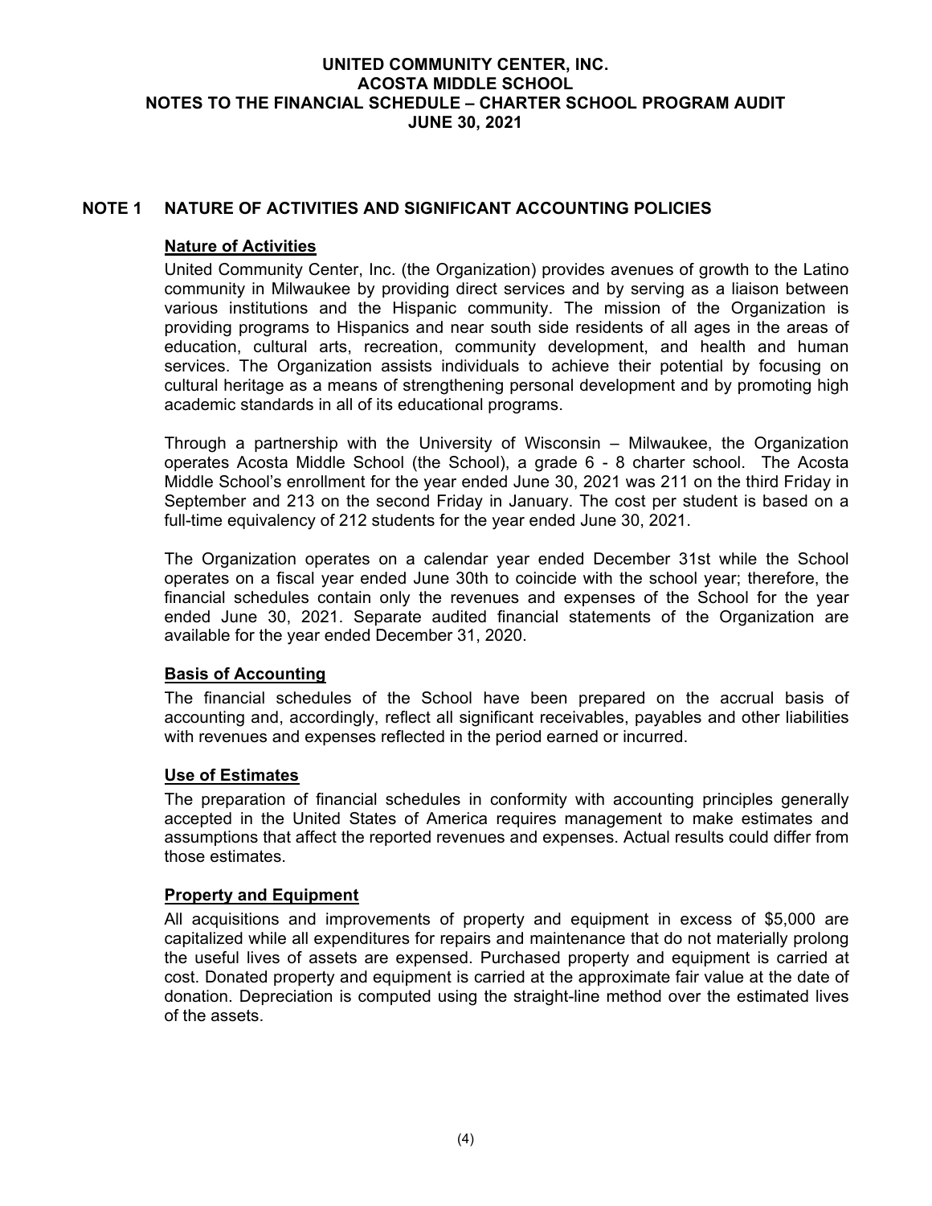# UNITED COMMUNITY CENTER, INC.
# ACOSTA MIDDLE SCHOOL
# NOTES TO THE FINANCIAL SCHEDULE – CHARTER SCHOOL PROGRAM AUDIT
# JUNE 30, 2021

## NOTE 1 NATURE OF ACTIVITIES AND SIGNIFICANT ACCOUNTING POLICIES

### Nature of Activities

United Community Center, Inc. (the Organization) provides avenues of growth to the Latino community in Milwaukee by providing direct services and by serving as a liaison between various institutions and the Hispanic community. The mission of the Organization is providing programs to Hispanics and near south side residents of all ages in the areas of education, cultural arts, recreation, community development, and health and human services. The Organization assists individuals to achieve their potential by focusing on cultural heritage as a means of strengthening personal development and by promoting high academic standards in all of its educational programs.

Through a partnership with the University of Wisconsin – Milwaukee, the Organization operates Acosta Middle School (the School), a grade 6 - 8 charter school. The Acosta Middle School's enrollment for the year ended June 30, 2021 was 211 on the third Friday in September and 213 on the second Friday in January. The cost per student is based on a full-time equivalency of 212 students for the year ended June 30, 2021.

The Organization operates on a calendar year ended December 31st while the School operates on a fiscal year ended June 30th to coincide with the school year; therefore, the financial schedules contain only the revenues and expenses of the School for the year ended June 30, 2021. Separate audited financial statements of the Organization are available for the year ended December 31, 2020.

### Basis of Accounting

The financial schedules of the School have been prepared on the accrual basis of accounting and, accordingly, reflect all significant receivables, payables and other liabilities with revenues and expenses reflected in the period earned or incurred.

### Use of Estimates

The preparation of financial schedules in conformity with accounting principles generally accepted in the United States of America requires management to make estimates and assumptions that affect the reported revenues and expenses. Actual results could differ from those estimates.

### Property and Equipment

All acquisitions and improvements of property and equipment in excess of $5,000 are capitalized while all expenditures for repairs and maintenance that do not materially prolong the useful lives of assets are expensed. Purchased property and equipment is carried at cost. Donated property and equipment is carried at the approximate fair value at the date of donation. Depreciation is computed using the straight-line method over the estimated lives of the assets.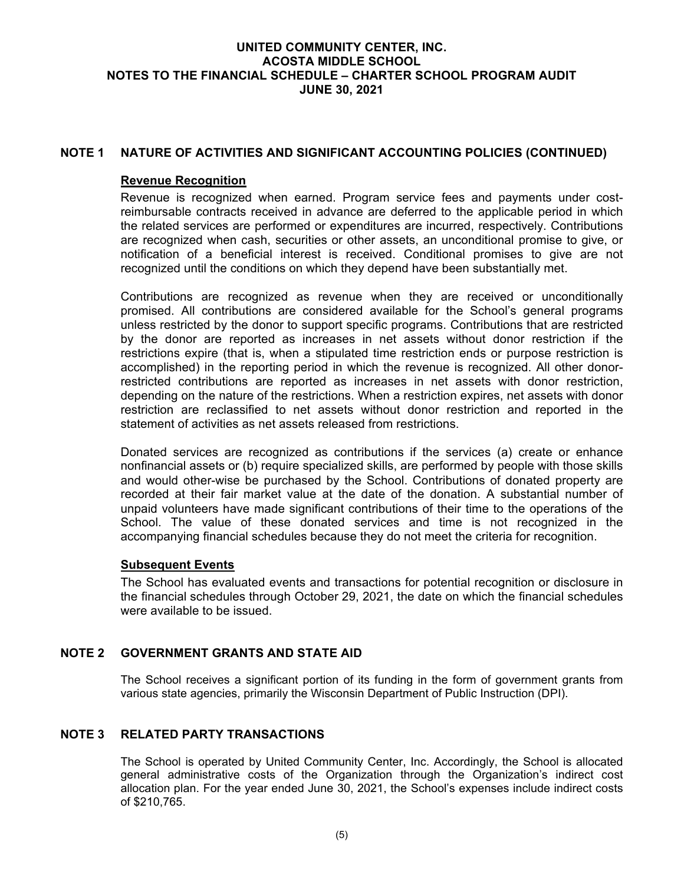# UNITED COMMUNITY CENTER, INC.
# ACOSTA MIDDLE SCHOOL
# NOTES TO THE FINANCIAL SCHEDULE – CHARTER SCHOOL PROGRAM AUDIT
# JUNE 30, 2021

## NOTE 1 NATURE OF ACTIVITIES AND SIGNIFICANT ACCOUNTING POLICIES (CONTINUED)

### Revenue Recognition

Revenue is recognized when earned. Program service fees and payments under cost-reimbursable contracts received in advance are deferred to the applicable period in which the related services are performed or expenditures are incurred, respectively. Contributions are recognized when cash, securities or other assets, an unconditional promise to give, or notification of a beneficial interest is received. Conditional promises to give are not recognized until the conditions on which they depend have been substantially met.

Contributions are recognized as revenue when they are received or unconditionally promised. All contributions are considered available for the School's general programs unless restricted by the donor to support specific programs. Contributions that are restricted by the donor are reported as increases in net assets without donor restriction if the restrictions expire (that is, when a stipulated time restriction ends or purpose restriction is accomplished) in the reporting period in which the revenue is recognized. All other donor-restricted contributions are reported as increases in net assets with donor restriction, depending on the nature of the restrictions. When a restriction expires, net assets with donor restriction are reclassified to net assets without donor restriction and reported in the statement of activities as net assets released from restrictions.

Donated services are recognized as contributions if the services (a) create or enhance nonfinancial assets or (b) require specialized skills, are performed by people with those skills and would other-wise be purchased by the School. Contributions of donated property are recorded at their fair market value at the date of the donation. A substantial number of unpaid volunteers have made significant contributions of their time to the operations of the School. The value of these donated services and time is not recognized in the accompanying financial schedules because they do not meet the criteria for recognition.

### Subsequent Events

The School has evaluated events and transactions for potential recognition or disclosure in the financial schedules through October 29, 2021, the date on which the financial schedules were available to be issued.

## NOTE 2 GOVERNMENT GRANTS AND STATE AID

The School receives a significant portion of its funding in the form of government grants from various state agencies, primarily the Wisconsin Department of Public Instruction (DPI).

## NOTE 3 RELATED PARTY TRANSACTIONS

The School is operated by United Community Center, Inc. Accordingly, the School is allocated general administrative costs of the Organization through the Organization's indirect cost allocation plan. For the year ended June 30, 2021, the School's expenses include indirect costs of $210,765.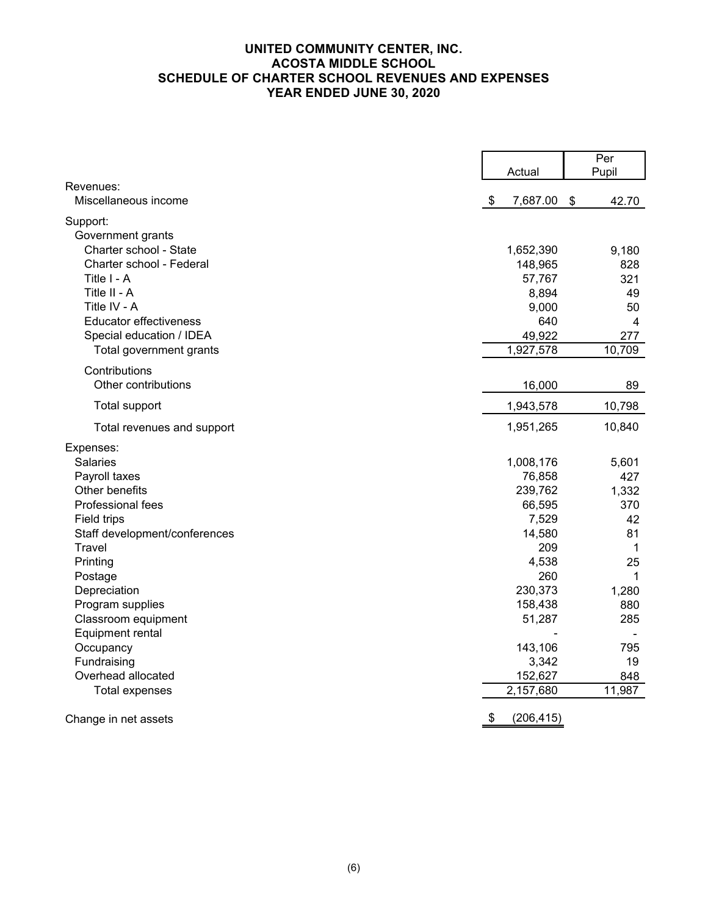**UNITED COMMUNITY CENTER, INC.**
**ACOSTA MIDDLE SCHOOL**
**SCHEDULE OF CHARTER SCHOOL REVENUES AND EXPENSES**
**YEAR ENDED JUNE 30, 2020**

| | Actual | Per Pupil |
|---|---|---|
| Revenues: | | |
| Miscellaneous income | $ 7,687.00 | $ 42.70 |
| Support: | | |
| Government grants | | |
| Charter school - State | 1,652,390 | 9,180 |
| Charter school - Federal | 148,965 | 828 |
| Title I - A | 57,767 | 321 |
| Title II - A | 8,894 | 49 |
| Title IV - A | 9,000 | 50 |
| Educator effectiveness | 640 | 4 |
| Special education / IDEA | 49,922 | 277 |
| Total government grants | 1,927,578 | 10,709 |
| Contributions | | |
| Other contributions | 16,000 | 89 |
| Total support | 1,943,578 | 10,798 |
| Total revenues and support | 1,951,265 | 10,840 |
| Expenses: | | |
| Salaries | 1,008,176 | 5,601 |
| Payroll taxes | 76,858 | 427 |
| Other benefits | 239,762 | 1,332 |
| Professional fees | 66,595 | 370 |
| Field trips | 7,529 | 42 |
| Staff development/conferences | 14,580 | 81 |
| Travel | 209 | 1 |
| Printing | 4,538 | 25 |
| Postage | 260 | 1 |
| Depreciation | 230,373 | 1,280 |
| Program supplies | 158,438 | 880 |
| Classroom equipment | 51,287 | 285 |
| Equipment rental | - | - |
| Occupancy | 143,106 | 795 |
| Fundraising | 3,342 | 19 |
| Overhead allocated | 152,627 | 848 |
| Total expenses | 2,157,680 | 11,987 |
| Change in net assets | $ (206,415) | |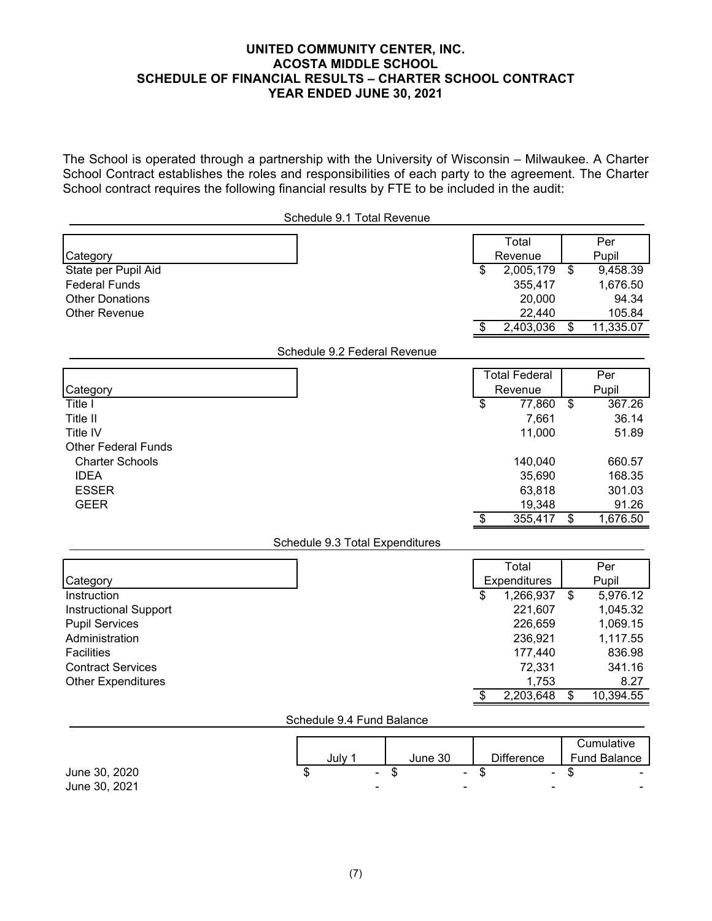# UNITED COMMUNITY CENTER, INC.
## ACOSTA MIDDLE SCHOOL
## SCHEDULE OF FINANCIAL RESULTS – CHARTER SCHOOL CONTRACT
## YEAR ENDED JUNE 30, 2021

The School is operated through a partnership with the University of Wisconsin – Milwaukee. A Charter School Contract establishes the roles and responsibilities of each party to the agreement. The Charter School contract requires the following financial results by FTE to be included in the audit:

### Schedule 9.1 Total Revenue

| Category | Total Revenue | Per Pupil |
|---|---|---|
| State per Pupil Aid | $ 2,005,179 | $ 9,458.39 |
| Federal Funds | 355,417 | 1,676.50 |
| Other Donations | 20,000 | 94.34 |
| Other Revenue | 22,440 | 105.84 |
| | $ 2,403,036 | $ 11,335.07 |

### Schedule 9.2 Federal Revenue

| Category | Total Federal Revenue | Per Pupil |
|---|---|---|
| Title I | $ 77,860 | $ 367.26 |
| Title II | 7,661 | 36.14 |
| Title IV | 11,000 | 51.89 |
| Other Federal Funds | | |
| Charter Schools | 140,040 | 660.57 |
| IDEA | 35,690 | 168.35 |
| ESSER | 63,818 | 301.03 |
| GEER | 19,348 | 91.26 |
| | $ 355,417 | $ 1,676.50 |

### Schedule 9.3 Total Expenditures

| Category | Total Expenditures | Per Pupil |
|---|---|---|
| Instruction | $ 1,266,937 | $ 5,976.12 |
| Instructional Support | 221,607 | 1,045.32 |
| Pupil Services | 226,659 | 1,069.15 |
| Administration | 236,921 | 1,117.55 |
| Facilities | 177,440 | 836.98 |
| Contract Services | 72,331 | 341.16 |
| Other Expenditures | 1,753 | 8.27 |
| | $ 2,203,648 | $ 10,394.55 |

### Schedule 9.4 Fund Balance

| | July 1 | June 30 | Difference | Cumulative Fund Balance |
|---|---|---|---|---|
| June 30, 2020 | $ - | $ - | $ - | $ - |
| June 30, 2021 | - | - | - | - |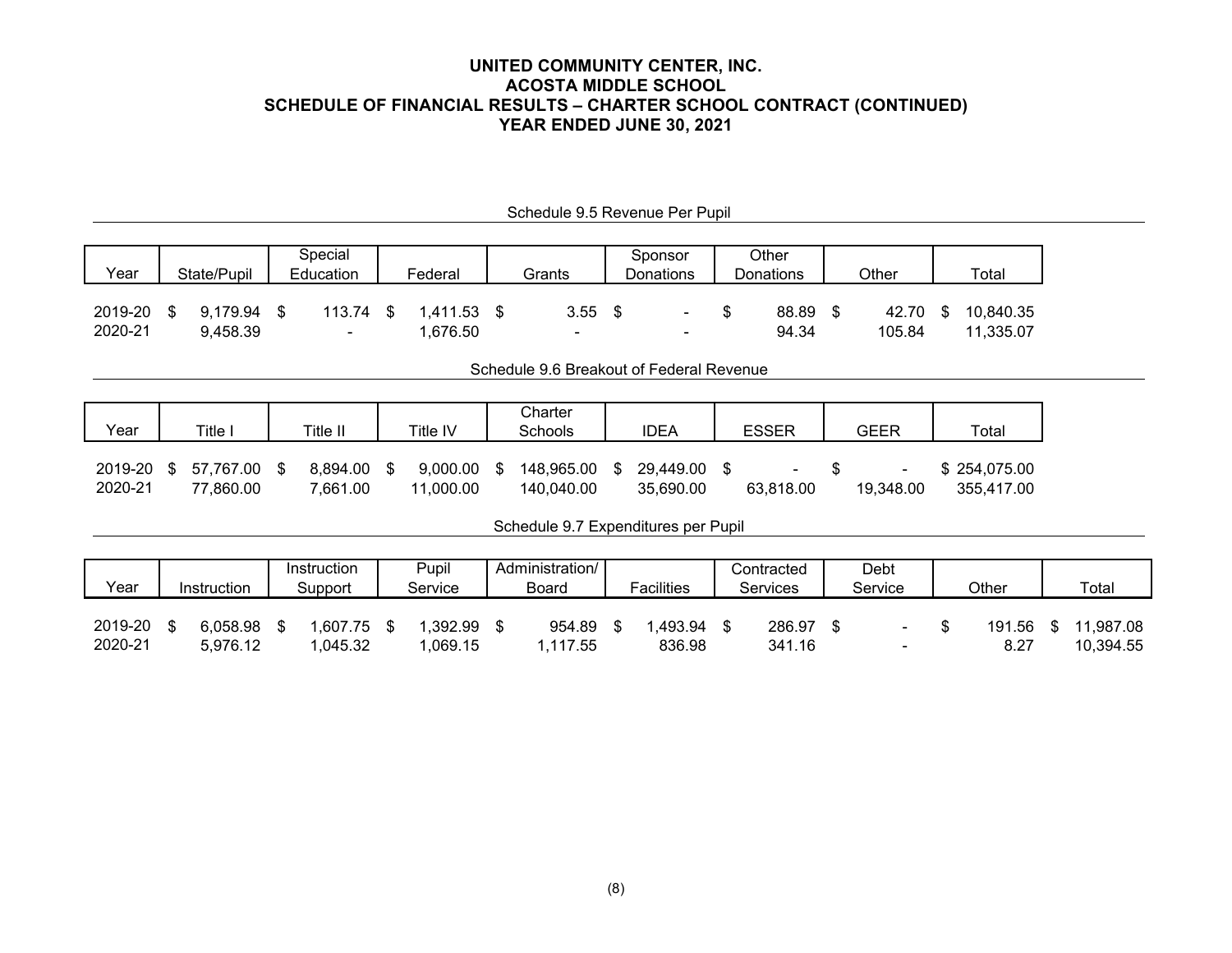# UNITED COMMUNITY CENTER, INC.
## ACOSTA MIDDLE SCHOOL
## SCHEDULE OF FINANCIAL RESULTS – CHARTER SCHOOL CONTRACT (CONTINUED)
## YEAR ENDED JUNE 30, 2021

### Schedule 9.5 Revenue Per Pupil

| Year | State/Pupil | Special Education | Federal | Grants | Sponsor Donations | Other Donations | Other | Total |
|---|---|---|---|---|---|---|---|---|
| 2019-20 | $ 9,179.94 | $ 113.74 | $ 1,411.53 | $ 3.55 | $ - | $ 88.89 | $ 42.70 | $ 10,840.35 |
| 2020-21 | 9,458.39 | - | 1,676.50 | - | - | 94.34 | 105.84 | 11,335.07 |

### Schedule 9.6 Breakout of Federal Revenue

| Year | Title I | Title II | Title IV | Charter Schools | IDEA | ESSER | GEER | Total |
|---|---|---|---|---|---|---|---|---|
| 2019-20 | $ 57,767.00 | $ 8,894.00 | $ 9,000.00 | $ 148,965.00 | $ 29,449.00 | $ - | $ - | $ 254,075.00 |
| 2020-21 | 77,860.00 | 7,661.00 | 11,000.00 | 140,040.00 | 35,690.00 | 63,818.00 | 19,348.00 | 355,417.00 |

### Schedule 9.7 Expenditures per Pupil

| Year | Instruction | Instruction Support | Pupil Service | Administration/ Board | Facilities | Contracted Services | Debt Service | Other | Total |
|---|---|---|---|---|---|---|---|---|---|
| 2019-20 | $ 6,058.98 | $ 1,607.75 | $ 1,392.99 | $ 954.89 | $ 1,493.94 | $ 286.97 | $ - | $ 191.56 | $ 11,987.08 |
| 2020-21 | 5,976.12 | 1,045.32 | 1,069.15 | 1,117.55 | 836.98 | 341.16 | - | 8.27 | 10,394.55 |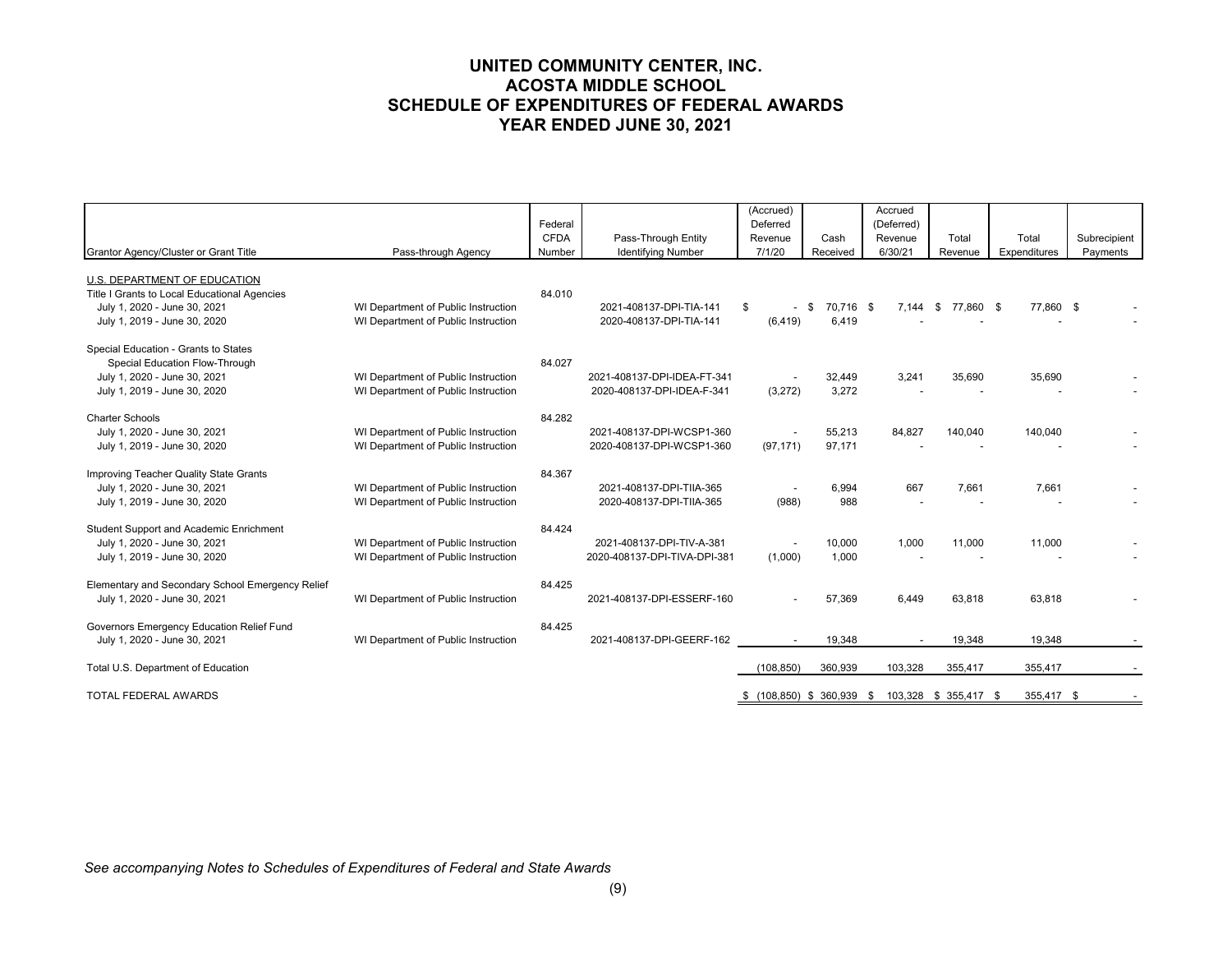# UNITED COMMUNITY CENTER, INC.
## ACOSTA MIDDLE SCHOOL
## SCHEDULE OF EXPENDITURES OF FEDERAL AWARDS
## YEAR ENDED JUNE 30, 2021

| Grantor Agency/Cluster or Grant Title | Pass-through Agency | Federal CFDA Number | Pass-Through Entity Identifying Number | (Accrued) Deferred Revenue 7/1/20 | Cash Received | Accrued (Deferred) Revenue 6/30/21 | Total Revenue | Total Expenditures | Subrecipient Payments |
|---|---|---|---|---|---|---|---|---|---|
| U.S. DEPARTMENT OF EDUCATION | | | | | | | | | |
| Title I Grants to Local Educational Agencies | | 84.010 | | | | | | | |
| July 1, 2020 - June 30, 2021 | WI Department of Public Instruction | | 2021-408137-DPI-TIA-141 | $ - | $ 70,716 | $ 7,144 | $ 77,860 | $ 77,860 | $ - |
| July 1, 2019 - June 30, 2020 | WI Department of Public Instruction | | 2020-408137-DPI-TIA-141 | (6,419) | 6,419 | - | - | - | - |
| Special Education - Grants to States | | | | | | | | | |
| Special Education Flow-Through | | 84.027 | | | | | | | |
| July 1, 2020 - June 30, 2021 | WI Department of Public Instruction | | 2021-408137-DPI-IDEA-FT-341 | - | 32,449 | 3,241 | 35,690 | 35,690 | - |
| July 1, 2019 - June 30, 2020 | WI Department of Public Instruction | | 2020-408137-DPI-IDEA-F-341 | (3,272) | 3,272 | - | - | - | - |
| Charter Schools | | 84.282 | | | | | | | |
| July 1, 2020 - June 30, 2021 | WI Department of Public Instruction | | 2021-408137-DPI-WCSP1-360 | - | 55,213 | 84,827 | 140,040 | 140,040 | - |
| July 1, 2019 - June 30, 2020 | WI Department of Public Instruction | | 2020-408137-DPI-WCSP1-360 | (97,171) | 97,171 | - | - | - | - |
| Improving Teacher Quality State Grants | | 84.367 | | | | | | | |
| July 1, 2020 - June 30, 2021 | WI Department of Public Instruction | | 2021-408137-DPI-TIIA-365 | - | 6,994 | 667 | 7,661 | 7,661 | - |
| July 1, 2019 - June 30, 2020 | WI Department of Public Instruction | | 2020-408137-DPI-TIIA-365 | (988) | 988 | - | - | - | - |
| Student Support and Academic Enrichment | | 84.424 | | | | | | | |
| July 1, 2020 - June 30, 2021 | WI Department of Public Instruction | | 2021-408137-DPI-TIV-A-381 | - | 10,000 | 1,000 | 11,000 | 11,000 | - |
| July 1, 2019 - June 30, 2020 | WI Department of Public Instruction | | 2020-408137-DPI-TIVA-DPI-381 | (1,000) | 1,000 | - | - | - | - |
| Elementary and Secondary School Emergency Relief | | 84.425 | | | | | | | |
| July 1, 2020 - June 30, 2021 | WI Department of Public Instruction | | 2021-408137-DPI-ESSERF-160 | - | 57,369 | 6,449 | 63,818 | 63,818 | - |
| Governors Emergency Education Relief Fund | | 84.425 | | | | | | | |
| July 1, 2020 - June 30, 2021 | WI Department of Public Instruction | | 2021-408137-DPI-GEERF-162 | - | 19,348 | - | 19,348 | 19,348 | - |
| Total U.S. Department of Education | | | | (108,850) | 360,939 | 103,328 | 355,417 | 355,417 | - |
| TOTAL FEDERAL AWARDS | | | | $ (108,850) | $ 360,939 | $ 103,328 | $ 355,417 | $ 355,417 | $ - |

*See accompanying Notes to Schedules of Expenditures of Federal and State Awards*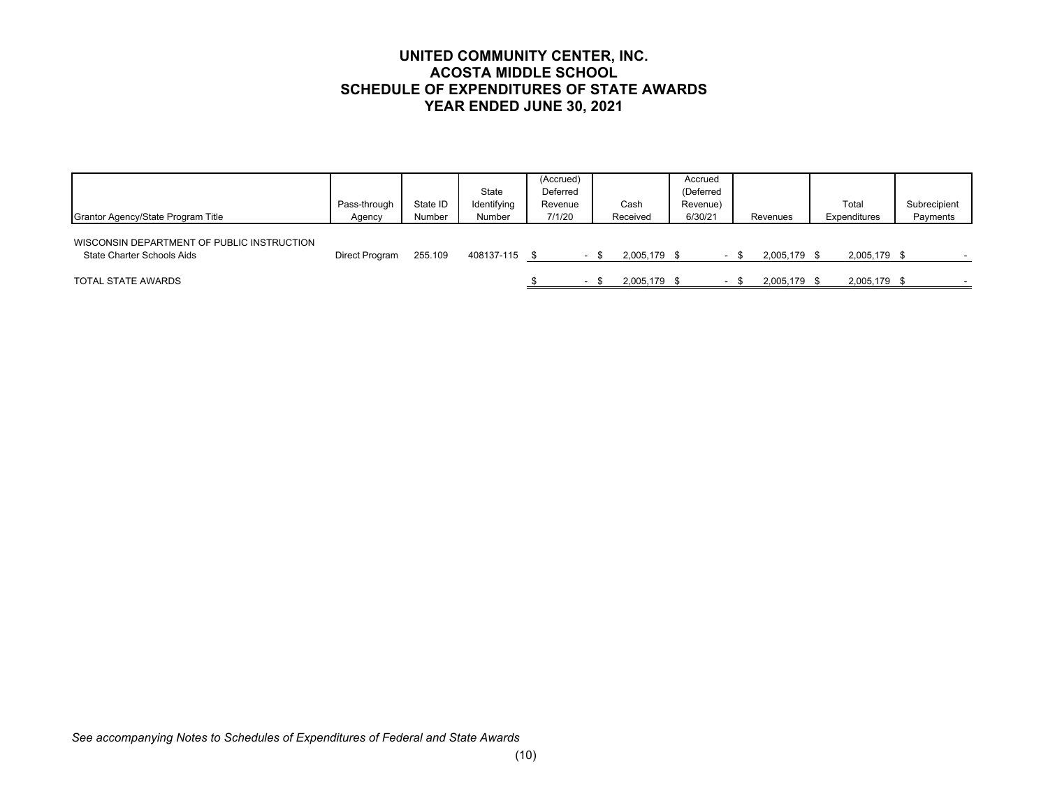# UNITED COMMUNITY CENTER, INC.
# ACOSTA MIDDLE SCHOOL
# SCHEDULE OF EXPENDITURES OF STATE AWARDS
# YEAR ENDED JUNE 30, 2021

| Grantor Agency/State Program Title | Pass-through Agency | State ID Number | State Identifying Number | (Accrued) Deferred Revenue 7/1/20 | Cash Received | Accrued (Deferred Revenue) 6/30/21 | Revenues | Total Expenditures | Subrecipient Payments |
|---|---|---|---|---|---|---|---|---|---|
| WISCONSIN DEPARTMENT OF PUBLIC INSTRUCTION | | | | | | | | | |
| State Charter Schools Aids | Direct Program | 255.109 | 408137-115 | $ - | $ 2,005,179 | $ - | $ 2,005,179 | $ 2,005,179 | $ - |
| TOTAL STATE AWARDS | | | | $ - | $ 2,005,179 | $ - | $ 2,005,179 | $ 2,005,179 | $ - |

*See accompanying Notes to Schedules of Expenditures of Federal and State Awards*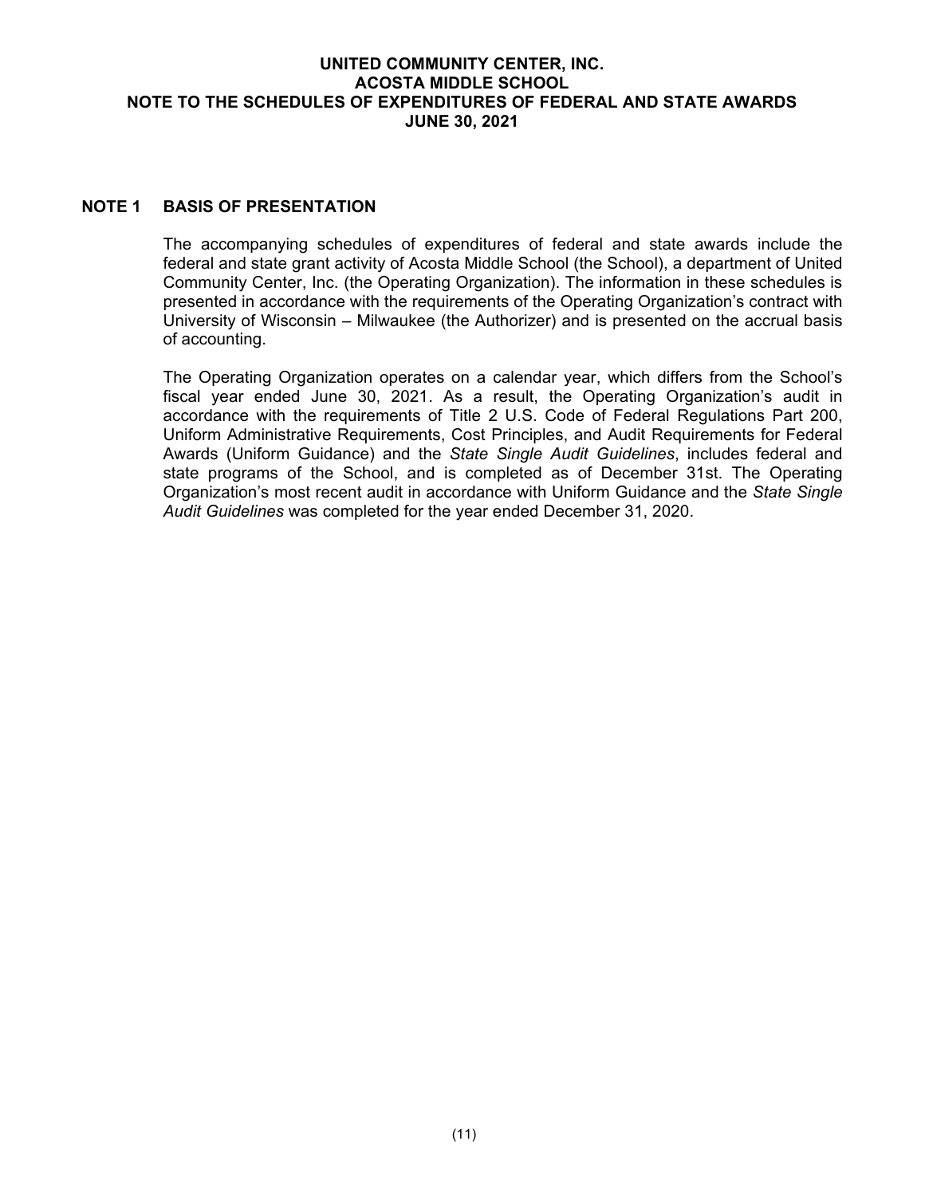# UNITED COMMUNITY CENTER, INC.
# ACOSTA MIDDLE SCHOOL
# NOTE TO THE SCHEDULES OF EXPENDITURES OF FEDERAL AND STATE AWARDS
# JUNE 30, 2021

## NOTE 1 BASIS OF PRESENTATION

The accompanying schedules of expenditures of federal and state awards include the federal and state grant activity of Acosta Middle School (the School), a department of United Community Center, Inc. (the Operating Organization). The information in these schedules is presented in accordance with the requirements of the Operating Organization's contract with University of Wisconsin – Milwaukee (the Authorizer) and is presented on the accrual basis of accounting.

The Operating Organization operates on a calendar year, which differs from the School's fiscal year ended June 30, 2021. As a result, the Operating Organization's audit in accordance with the requirements of Title 2 U.S. Code of Federal Regulations Part 200, Uniform Administrative Requirements, Cost Principles, and Audit Requirements for Federal Awards (Uniform Guidance) and the *State Single Audit Guidelines*, includes federal and state programs of the School, and is completed as of December 31st. The Operating Organization's most recent audit in accordance with Uniform Guidance and the *State Single Audit Guidelines* was completed for the year ended December 31, 2020.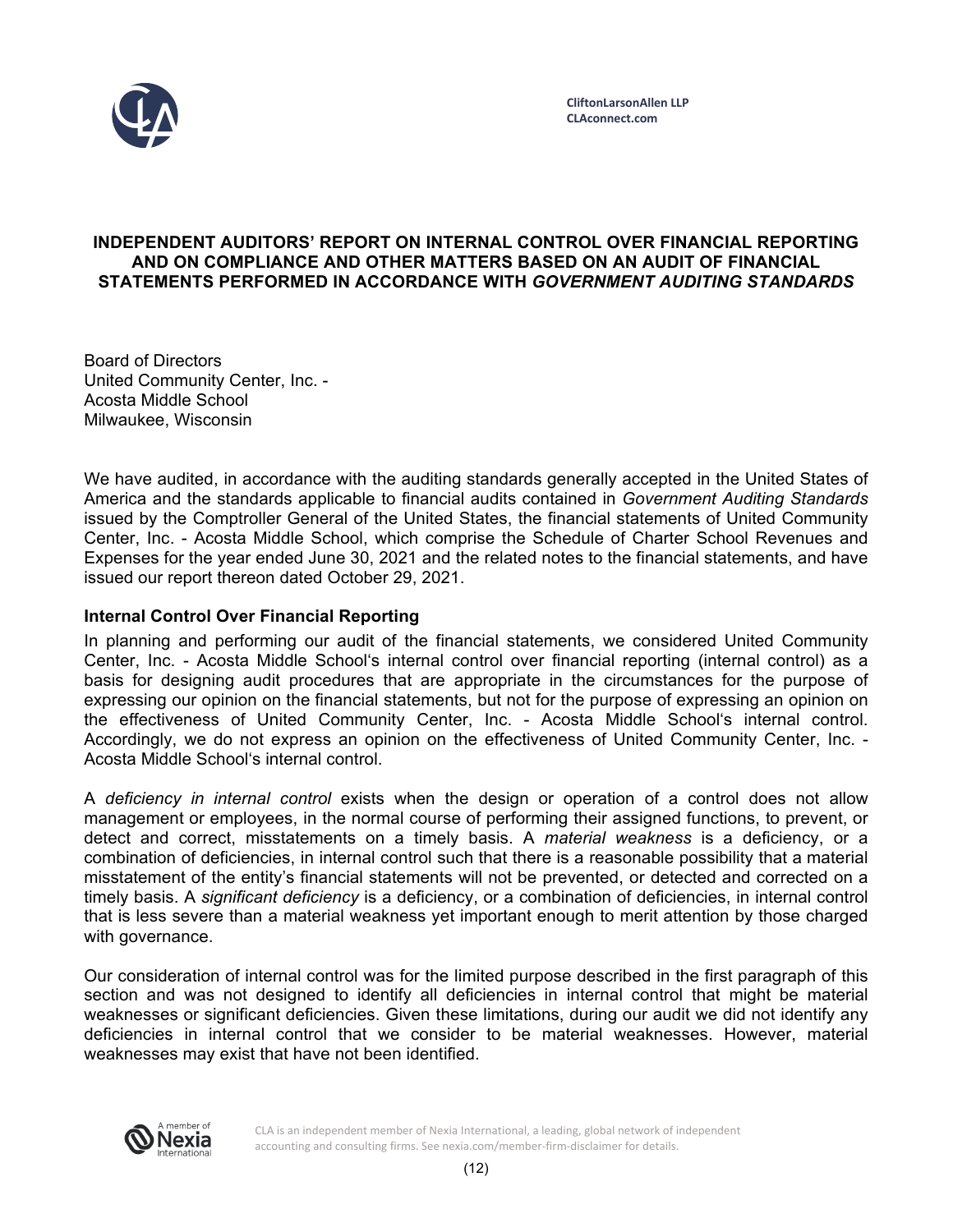CliftonLarsonAllen LLP
CLAconnect.com

## INDEPENDENT AUDITORS' REPORT ON INTERNAL CONTROL OVER FINANCIAL REPORTING AND ON COMPLIANCE AND OTHER MATTERS BASED ON AN AUDIT OF FINANCIAL STATEMENTS PERFORMED IN ACCORDANCE WITH *GOVERNMENT AUDITING STANDARDS*

Board of Directors
United Community Center, Inc. -
Acosta Middle School
Milwaukee, Wisconsin

We have audited, in accordance with the auditing standards generally accepted in the United States of America and the standards applicable to financial audits contained in *Government Auditing Standards* issued by the Comptroller General of the United States, the financial statements of United Community Center, Inc. - Acosta Middle School, which comprise the Schedule of Charter School Revenues and Expenses for the year ended June 30, 2021 and the related notes to the financial statements, and have issued our report thereon dated October 29, 2021.

### Internal Control Over Financial Reporting

In planning and performing our audit of the financial statements, we considered United Community Center, Inc. - Acosta Middle School's internal control over financial reporting (internal control) as a basis for designing audit procedures that are appropriate in the circumstances for the purpose of expressing our opinion on the financial statements, but not for the purpose of expressing an opinion on the effectiveness of United Community Center, Inc. - Acosta Middle School's internal control. Accordingly, we do not express an opinion on the effectiveness of United Community Center, Inc. - Acosta Middle School's internal control.

A *deficiency in internal control* exists when the design or operation of a control does not allow management or employees, in the normal course of performing their assigned functions, to prevent, or detect and correct, misstatements on a timely basis. A *material weakness* is a deficiency, or a combination of deficiencies, in internal control such that there is a reasonable possibility that a material misstatement of the entity's financial statements will not be prevented, or detected and corrected on a timely basis. A *significant deficiency* is a deficiency, or a combination of deficiencies, in internal control that is less severe than a material weakness yet important enough to merit attention by those charged with governance.

Our consideration of internal control was for the limited purpose described in the first paragraph of this section and was not designed to identify all deficiencies in internal control that might be material weaknesses or significant deficiencies. Given these limitations, during our audit we did not identify any deficiencies in internal control that we consider to be material weaknesses. However, material weaknesses may exist that have not been identified.

CLA is an independent member of Nexia International, a leading, global network of independent accounting and consulting firms. See nexia.com/member-firm-disclaimer for details.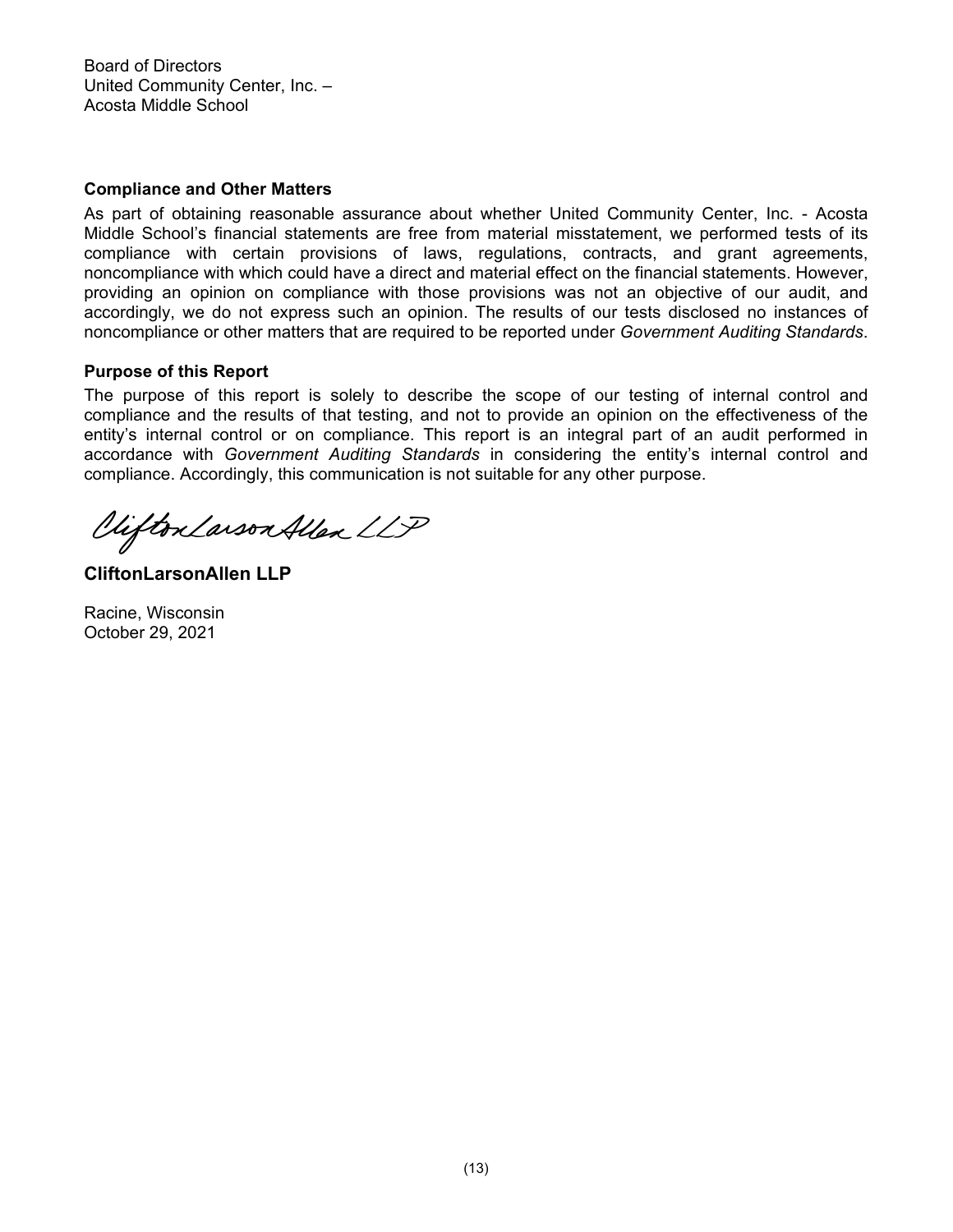Board of Directors
United Community Center, Inc. –
Acosta Middle School

**Compliance and Other Matters**

As part of obtaining reasonable assurance about whether United Community Center, Inc. - Acosta Middle School's financial statements are free from material misstatement, we performed tests of its compliance with certain provisions of laws, regulations, contracts, and grant agreements, noncompliance with which could have a direct and material effect on the financial statements. However, providing an opinion on compliance with those provisions was not an objective of our audit, and accordingly, we do not express such an opinion. The results of our tests disclosed no instances of noncompliance or other matters that are required to be reported under *Government Auditing Standards*.

**Purpose of this Report**

The purpose of this report is solely to describe the scope of our testing of internal control and compliance and the results of that testing, and not to provide an opinion on the effectiveness of the entity's internal control or on compliance. This report is an integral part of an audit performed in accordance with *Government Auditing Standards* in considering the entity's internal control and compliance. Accordingly, this communication is not suitable for any other purpose.

CliftonLarsonAllen LLP

**CliftonLarsonAllen LLP**

Racine, Wisconsin
October 29, 2021